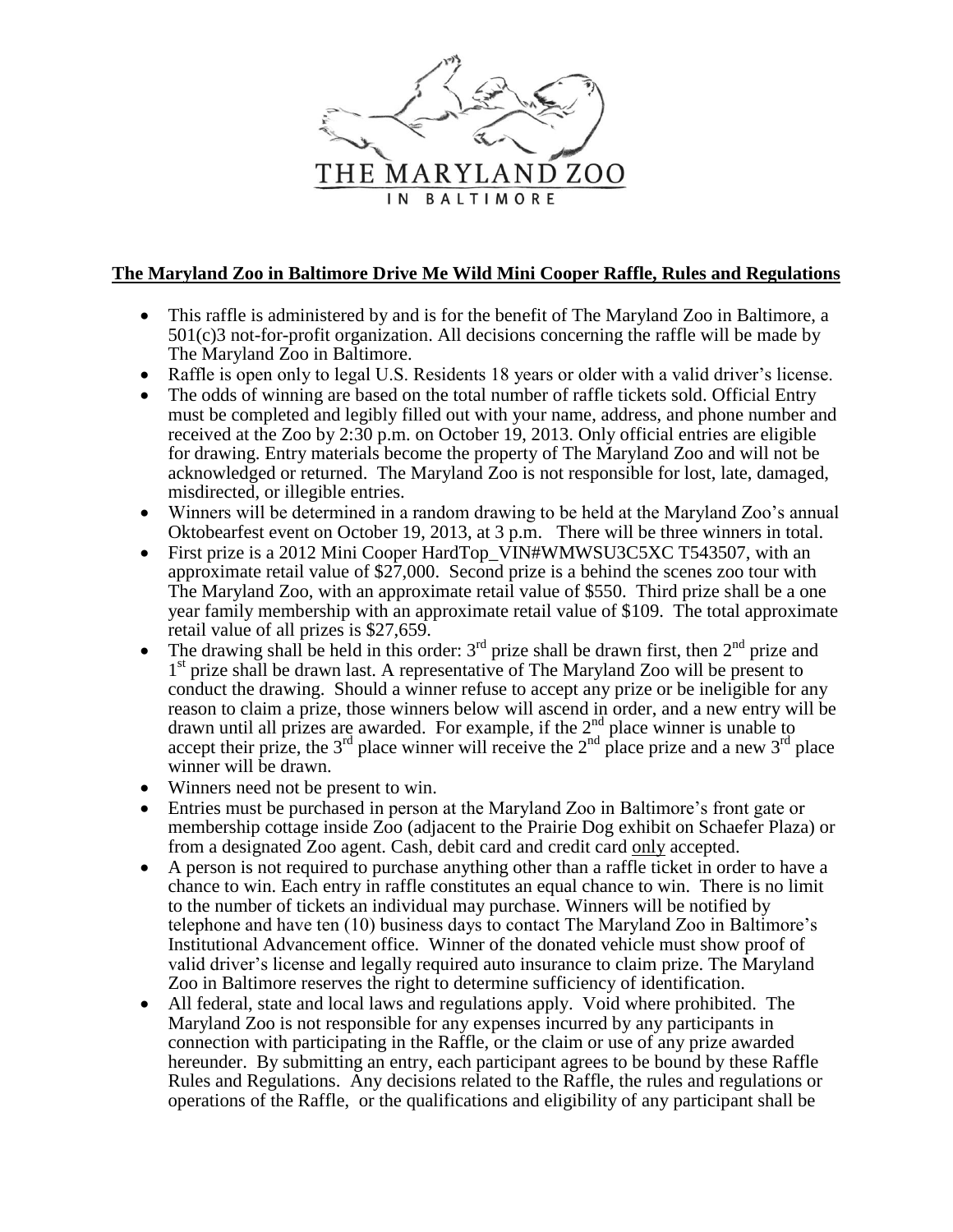THE MARYLAND ZOO IN BALTIMORE

**The Maryland Zoo in Baltimore Drive Me Wild Mini Cooper Raffle, Rules and Regulations**

- This raffle is administered by and is for the benefit of The Maryland Zoo in Baltimore, a 501(c)3 not-for-profit organization. All decisions concerning the raffle will be made by The Maryland Zoo in Baltimore.
- Raffle is open only to legal U.S. Residents 18 years or older with a valid driver's license.
- The odds of winning are based on the total number of raffle tickets sold. Official Entry must be completed and legibly filled out with your name, address, and phone number and received at the Zoo by 2:30 p.m. on October 19, 2013. Only official entries are eligible for drawing. Entry materials become the property of The Maryland Zoo and will not be acknowledged or returned. The Maryland Zoo is not responsible for lost, late, damaged, misdirected, or illegible entries.
- Winners will be determined in a random drawing to be held at the Maryland Zoo's annual Oktobearfest event on October 19, 2013, at 3 p.m. There will be three winners in total.
- First prize is a 2012 Mini Cooper HardTop_VIN#WMWSU3C5XC T543507, with an approximate retail value of $27,000. Second prize is a behind the scenes zoo tour with The Maryland Zoo, with an approximate retail value of $550. Third prize shall be a one year family membership with an approximate retail value of $109. The total approximate retail value of all prizes is $27,659.
- The drawing shall be held in this order: 3rd prize shall be drawn first, then 2nd prize and 1st prize shall be drawn last. A representative of The Maryland Zoo will be present to conduct the drawing. Should a winner refuse to accept any prize or be ineligible for any reason to claim a prize, those winners below will ascend in order, and a new entry will be drawn until all prizes are awarded. For example, if the 2nd place winner is unable to accept their prize, the 3rd place winner will receive the 2nd place prize and a new 3rd place winner will be drawn.
- Winners need not be present to win.
- Entries must be purchased in person at the Maryland Zoo in Baltimore's front gate or membership cottage inside Zoo (adjacent to the Prairie Dog exhibit on Schaefer Plaza) or from a designated Zoo agent. Cash, debit card and credit card only accepted.
- A person is not required to purchase anything other than a raffle ticket in order to have a chance to win. Each entry in raffle constitutes an equal chance to win. There is no limit to the number of tickets an individual may purchase. Winners will be notified by telephone and have ten (10) business days to contact The Maryland Zoo in Baltimore's Institutional Advancement office. Winner of the donated vehicle must show proof of valid driver's license and legally required auto insurance to claim prize. The Maryland Zoo in Baltimore reserves the right to determine sufficiency of identification.
- All federal, state and local laws and regulations apply. Void where prohibited. The Maryland Zoo is not responsible for any expenses incurred by any participants in connection with participating in the Raffle, or the claim or use of any prize awarded hereunder. By submitting an entry, each participant agrees to be bound by these Raffle Rules and Regulations. Any decisions related to the Raffle, the rules and regulations or operations of the Raffle, or the qualifications and eligibility of any participant shall be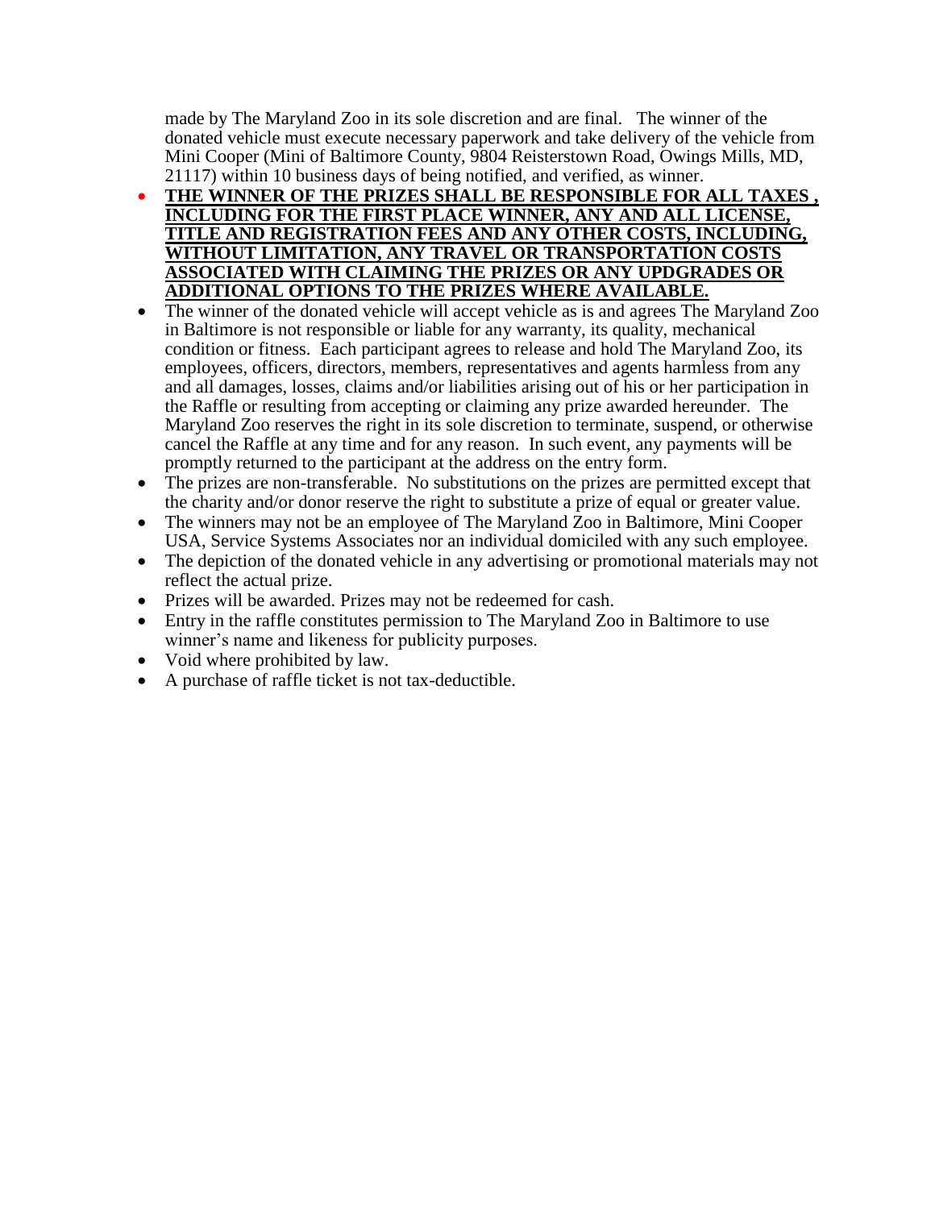made by The Maryland Zoo in its sole discretion and are final. The winner of the donated vehicle must execute necessary paperwork and take delivery of the vehicle from Mini Cooper (Mini of Baltimore County, 9804 Reisterstown Road, Owings Mills, MD, 21117) within 10 business days of being notified, and verified, as winner.

- **THE WINNER OF THE PRIZES SHALL BE RESPONSIBLE FOR ALL TAXES , INCLUDING FOR THE FIRST PLACE WINNER, ANY AND ALL LICENSE, TITLE AND REGISTRATION FEES AND ANY OTHER COSTS, INCLUDING, WITHOUT LIMITATION, ANY TRAVEL OR TRANSPORTATION COSTS ASSOCIATED WITH CLAIMING THE PRIZES OR ANY UPDGRADES OR ADDITIONAL OPTIONS TO THE PRIZES WHERE AVAILABLE.**
- The winner of the donated vehicle will accept vehicle as is and agrees The Maryland Zoo in Baltimore is not responsible or liable for any warranty, its quality, mechanical condition or fitness. Each participant agrees to release and hold The Maryland Zoo, its employees, officers, directors, members, representatives and agents harmless from any and all damages, losses, claims and/or liabilities arising out of his or her participation in the Raffle or resulting from accepting or claiming any prize awarded hereunder. The Maryland Zoo reserves the right in its sole discretion to terminate, suspend, or otherwise cancel the Raffle at any time and for any reason. In such event, any payments will be promptly returned to the participant at the address on the entry form.
- The prizes are non-transferable. No substitutions on the prizes are permitted except that the charity and/or donor reserve the right to substitute a prize of equal or greater value.
- The winners may not be an employee of The Maryland Zoo in Baltimore, Mini Cooper USA, Service Systems Associates nor an individual domiciled with any such employee.
- The depiction of the donated vehicle in any advertising or promotional materials may not reflect the actual prize.
- Prizes will be awarded. Prizes may not be redeemed for cash.
- Entry in the raffle constitutes permission to The Maryland Zoo in Baltimore to use winner's name and likeness for publicity purposes.
- Void where prohibited by law.
- A purchase of raffle ticket is not tax-deductible.